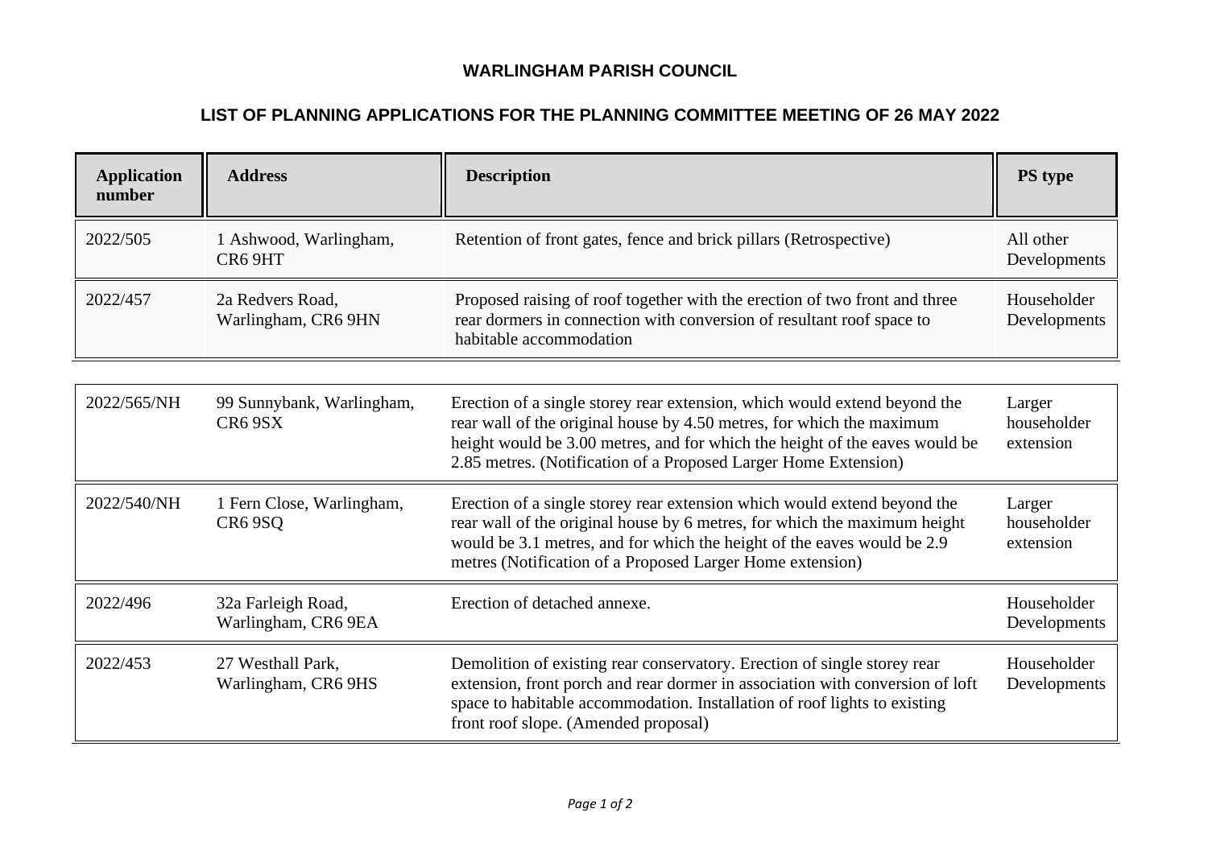**WARLINGHAM PARISH COUNCIL**

**LIST OF PLANNING APPLICATIONS FOR THE PLANNING COMMITTEE MEETING OF 26 MAY 2022**

| Application number | Address | Description | PS type |
|---|---|---|---|
| 2022/505 | 1 Ashwood, Warlingham, CR6 9HT | Retention of front gates, fence and brick pillars (Retrospective) | All other Developments |
| 2022/457 | 2a Redvers Road, Warlingham, CR6 9HN | Proposed raising of roof together with the erection of two front and three rear dormers in connection with conversion of resultant roof space to habitable accommodation | Householder Developments |
| 2022/565/NH | 99 Sunnybank, Warlingham, CR6 9SX | Erection of a single storey rear extension, which would extend beyond the rear wall of the original house by 4.50 metres, for which the maximum height would be 3.00 metres, and for which the height of the eaves would be 2.85 metres. (Notification of a Proposed Larger Home Extension) | Larger householder extension |
| 2022/540/NH | 1 Fern Close, Warlingham, CR6 9SQ | Erection of a single storey rear extension which would extend beyond the rear wall of the original house by 6 metres, for which the maximum height would be 3.1 metres, and for which the height of the eaves would be 2.9 metres (Notification of a Proposed Larger Home extension) | Larger householder extension |
| 2022/496 | 32a Farleigh Road, Warlingham, CR6 9EA | Erection of detached annexe. | Householder Developments |
| 2022/453 | 27 Westhall Park, Warlingham, CR6 9HS | Demolition of existing rear conservatory. Erection of single storey rear extension, front porch and rear dormer in association with conversion of loft space to habitable accommodation. Installation of roof lights to existing front roof slope. (Amended proposal) | Householder Developments |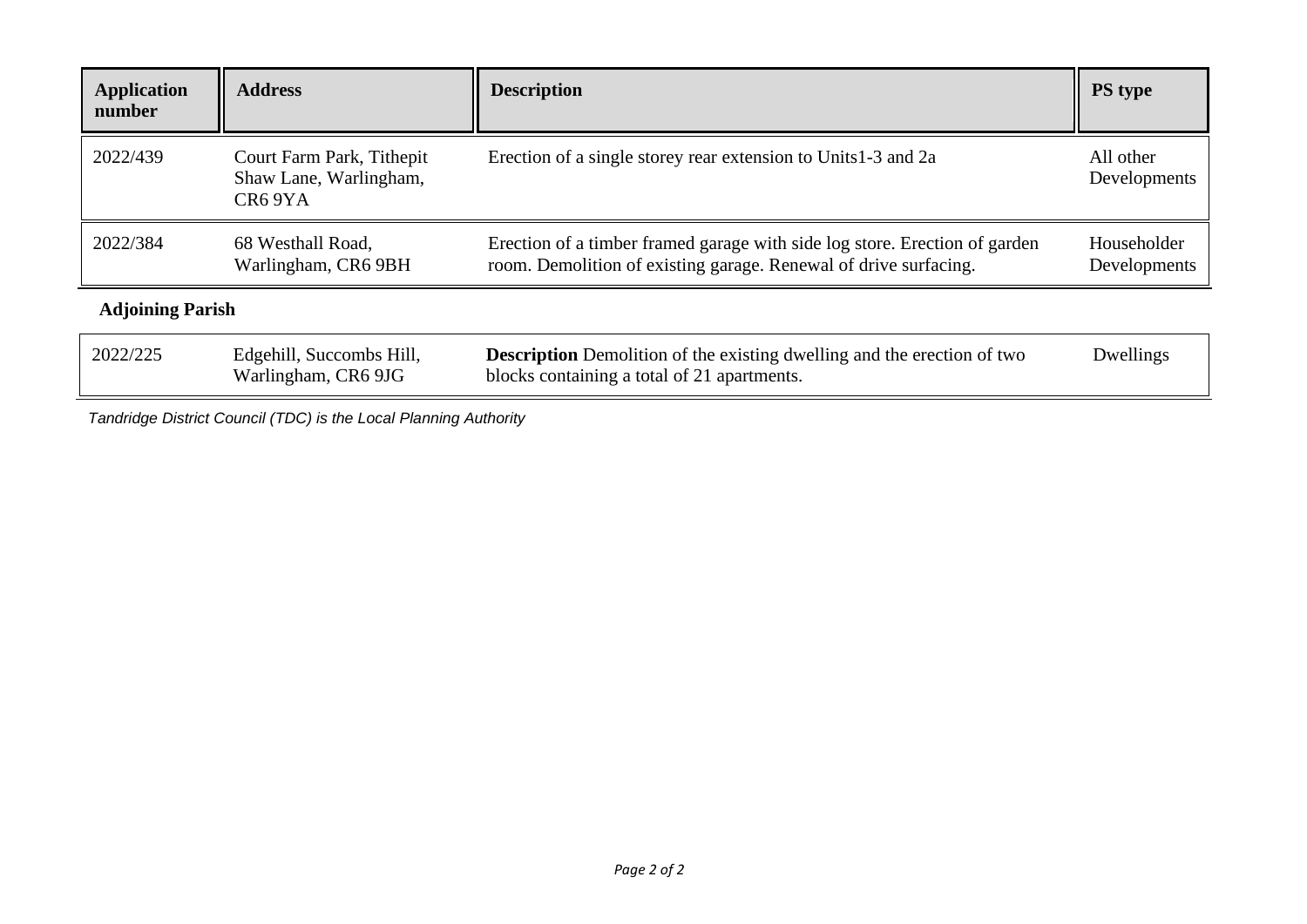| Application number | Address | Description | PS type |
|---|---|---|---|
| 2022/439 | Court Farm Park, Tithepit Shaw Lane, Warlingham, CR6 9YA | Erection of a single storey rear extension to Units1-3 and 2a | All other Developments |
| 2022/384 | 68 Westhall Road, Warlingham, CR6 9BH | Erection of a timber framed garage with side log store. Erection of garden room. Demolition of existing garage. Renewal of drive surfacing. | Householder Developments |

**Adjoining Parish**

| | | | |
|---|---|---|---|
| 2022/225 | Edgehill, Succombs Hill, Warlingham, CR6 9JG | **Description** Demolition of the existing dwelling and the erection of two blocks containing a total of 21 apartments. | Dwellings |

*Tandridge District Council (TDC) is the Local Planning Authority*